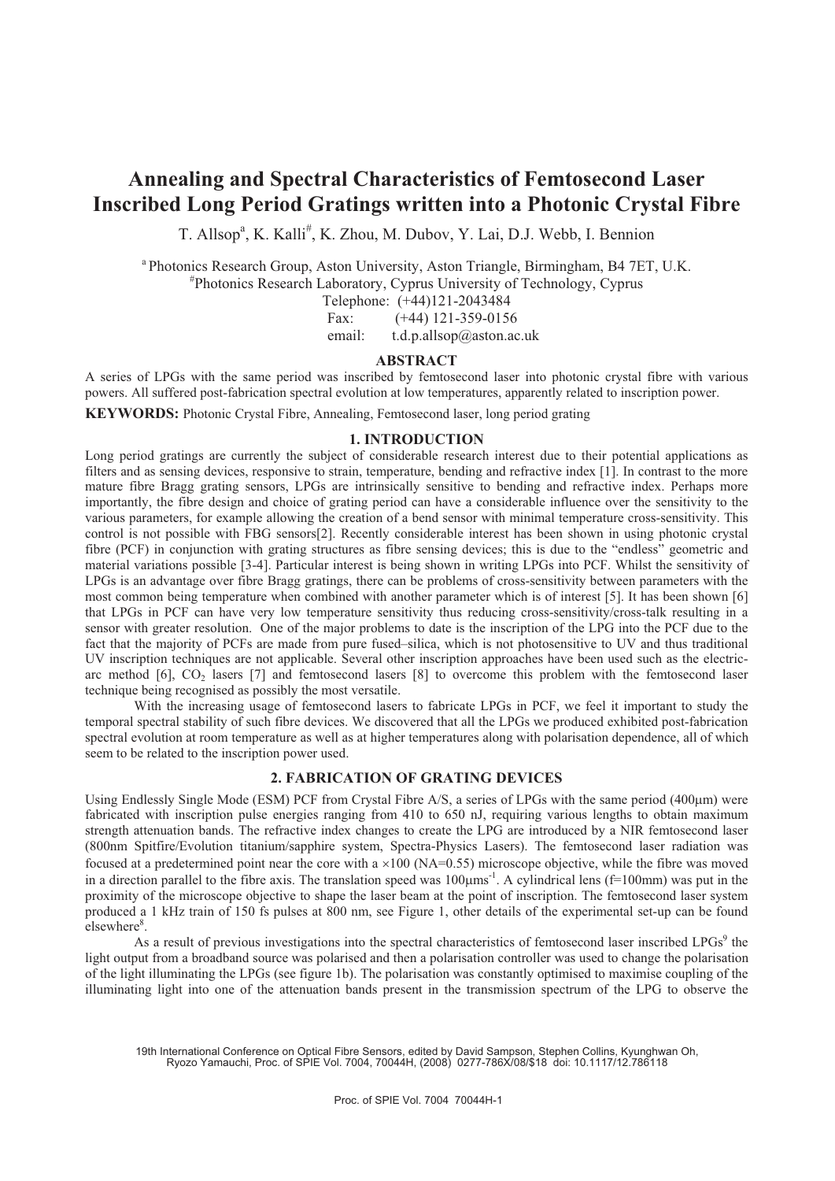# Annealing and Spectral Characteristics of Femtosecond Laser Inscribed Long Period Gratings written into a Photonic Crystal Fibre

T. Allsop[a], K. Kalli[#], K. Zhou, M. Dubov, Y. Lai, D.J. Webb, I. Bennion

[a] Photonics Research Group, Aston University, Aston Triangle, Birmingham, B4 7ET, U.K.
[#]Photonics Research Laboratory, Cyprus University of Technology, Cyprus
Telephone: (+44)121-2043484
Fax: (+44) 121-359-0156
email: t.d.p.allsop@aston.ac.uk

## ABSTRACT

A series of LPGs with the same period was inscribed by femtosecond laser into photonic crystal fibre with various powers. All suffered post-fabrication spectral evolution at low temperatures, apparently related to inscription power.

**KEYWORDS:** Photonic Crystal Fibre, Annealing, Femtosecond laser, long period grating

## 1. INTRODUCTION

Long period gratings are currently the subject of considerable research interest due to their potential applications as filters and as sensing devices, responsive to strain, temperature, bending and refractive index [1]. In contrast to the more mature fibre Bragg grating sensors, LPGs are intrinsically sensitive to bending and refractive index. Perhaps more importantly, the fibre design and choice of grating period can have a considerable influence over the sensitivity to the various parameters, for example allowing the creation of a bend sensor with minimal temperature cross-sensitivity. This control is not possible with FBG sensors[2]. Recently considerable interest has been shown in using photonic crystal fibre (PCF) in conjunction with grating structures as fibre sensing devices; this is due to the "endless" geometric and material variations possible [3-4]. Particular interest is being shown in writing LPGs into PCF. Whilst the sensitivity of LPGs is an advantage over fibre Bragg gratings, there can be problems of cross-sensitivity between parameters with the most common being temperature when combined with another parameter which is of interest [5]. It has been shown [6] that LPGs in PCF can have very low temperature sensitivity thus reducing cross-sensitivity/cross-talk resulting in a sensor with greater resolution. One of the major problems to date is the inscription of the LPG into the PCF due to the fact that the majority of PCFs are made from pure fused–silica, which is not photosensitive to UV and thus traditional UV inscription techniques are not applicable. Several other inscription approaches have been used such as the electric-arc method [6], $CO_2$ lasers [7] and femtosecond lasers [8] to overcome this problem with the femtosecond laser technique being recognised as possibly the most versatile.

With the increasing usage of femtosecond lasers to fabricate LPGs in PCF, we feel it important to study the temporal spectral stability of such fibre devices. We discovered that all the LPGs we produced exhibited post-fabrication spectral evolution at room temperature as well as at higher temperatures along with polarisation dependence, all of which seem to be related to the inscription power used.

## 2. FABRICATION OF GRATING DEVICES

Using Endlessly Single Mode (ESM) PCF from Crystal Fibre A/S, a series of LPGs with the same period (400μm) were fabricated with inscription pulse energies ranging from 410 to 650 nJ, requiring various lengths to obtain maximum strength attenuation bands. The refractive index changes to create the LPG are introduced by a NIR femtosecond laser (800nm Spitfire/Evolution titanium/sapphire system, Spectra-Physics Lasers). The femtosecond laser radiation was focused at a predetermined point near the core with a ×100 (NA=0.55) microscope objective, while the fibre was moved in a direction parallel to the fibre axis. The translation speed was $100\mu ms^{-1}$. A cylindrical lens (f=100mm) was put in the proximity of the microscope objective to shape the laser beam at the point of inscription. The femtosecond laser system produced a 1 kHz train of 150 fs pulses at 800 nm, see Figure 1, other details of the experimental set-up can be found elsewhere[8].

As a result of previous investigations into the spectral characteristics of femtosecond laser inscribed LPGs[9] the light output from a broadband source was polarised and then a polarisation controller was used to change the polarisation of the light illuminating the LPGs (see figure 1b). The polarisation was constantly optimised to maximise coupling of the illuminating light into one of the attenuation bands present in the transmission spectrum of the LPG to observe the

19th International Conference on Optical Fibre Sensors, edited by David Sampson, Stephen Collins, Kyunghwan Oh, Ryozo Yamauchi, Proc. of SPIE Vol. 7004, 70044H, (2008) 0277-786X/08/$18 doi: 10.1117/12.786118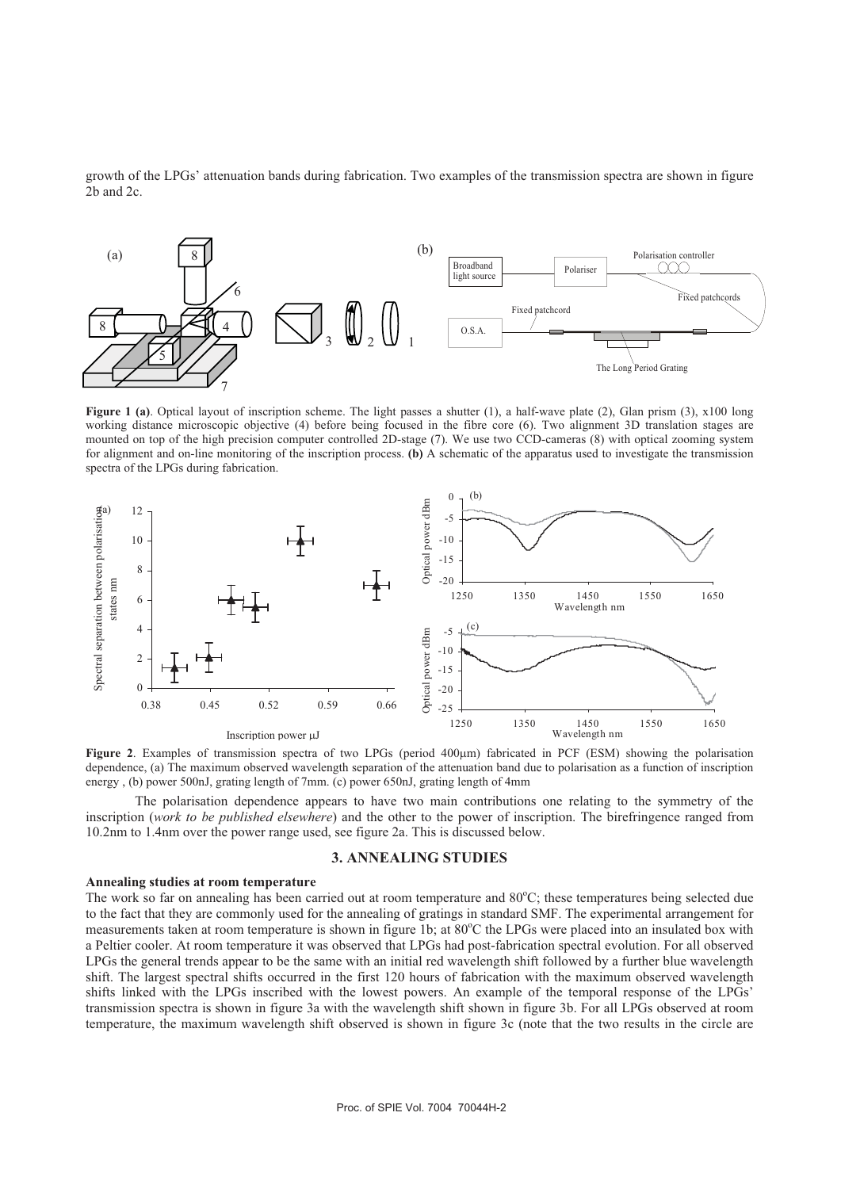growth of the LPGs' attenuation bands during fabrication. Two examples of the transmission spectra are shown in figure 2b and 2c.

**Figure 1 (a)**. Optical layout of inscription scheme. The light passes a shutter (1), a half-wave plate (2), Glan prism (3), x100 long working distance microscopic objective (4) before being focused in the fibre core (6). Two alignment 3D translation stages are mounted on top of the high precision computer controlled 2D-stage (7). We use two CCD-cameras (8) with optical zooming system for alignment and on-line monitoring of the inscription process. **(b)** A schematic of the apparatus used to investigate the transmission spectra of the LPGs during fabrication.

**Figure 2**. Examples of transmission spectra of two LPGs (period 400μm) fabricated in PCF (ESM) showing the polarisation dependence, (a) The maximum observed wavelength separation of the attenuation band due to polarisation as a function of inscription energy , (b) power 500nJ, grating length of 7mm. (c) power 650nJ, grating length of 4mm

The polarisation dependence appears to have two main contributions one relating to the symmetry of the inscription (*work to be published elsewhere*) and the other to the power of inscription. The birefringence ranged from 10.2nm to 1.4nm over the power range used, see figure 2a. This is discussed below.

## 3. ANNEALING STUDIES

**Annealing studies at room temperature**

The work so far on annealing has been carried out at room temperature and 80°C; these temperatures being selected due to the fact that they are commonly used for the annealing of gratings in standard SMF. The experimental arrangement for measurements taken at room temperature is shown in figure 1b; at 80°C the LPGs were placed into an insulated box with a Peltier cooler. At room temperature it was observed that LPGs had post-fabrication spectral evolution. For all observed LPGs the general trends appear to be the same with an initial red wavelength shift followed by a further blue wavelength shift. The largest spectral shifts occurred in the first 120 hours of fabrication with the maximum observed wavelength shifts linked with the LPGs inscribed with the lowest powers. An example of the temporal response of the LPGs' transmission spectra is shown in figure 3a with the wavelength shift shown in figure 3b. For all LPGs observed at room temperature, the maximum wavelength shift observed is shown in figure 3c (note that the two results in the circle are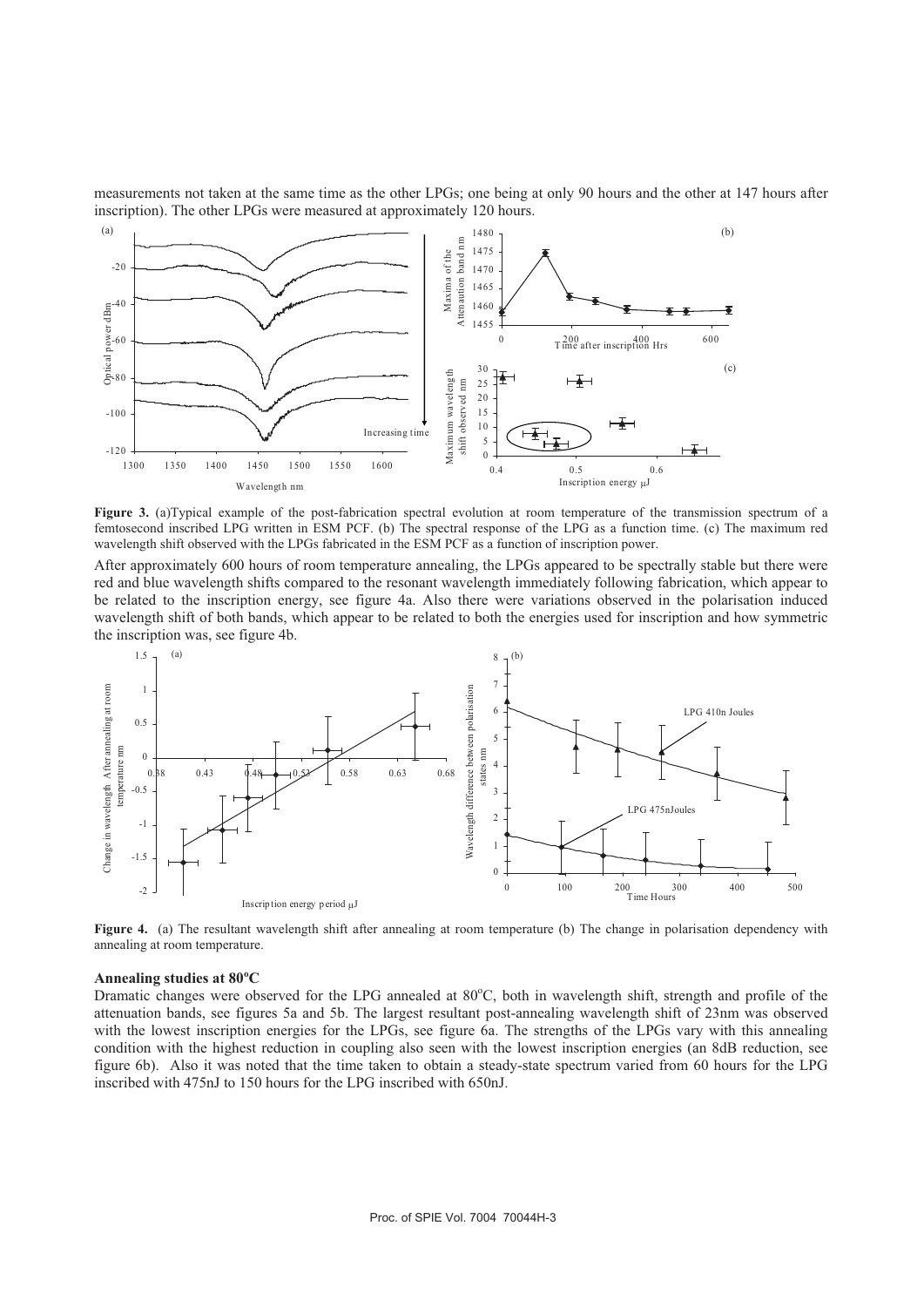measurements not taken at the same time as the other LPGs; one being at only 90 hours and the other at 147 hours after inscription). The other LPGs were measured at approximately 120 hours.

**Figure 3.** (a)Typical example of the post-fabrication spectral evolution at room temperature of the transmission spectrum of a femtosecond inscribed LPG written in ESM PCF. (b) The spectral response of the LPG as a function time. (c) The maximum red wavelength shift observed with the LPGs fabricated in the ESM PCF as a function of inscription power.

After approximately 600 hours of room temperature annealing, the LPGs appeared to be spectrally stable but there were red and blue wavelength shifts compared to the resonant wavelength immediately following fabrication, which appear to be related to the inscription energy, see figure 4a. Also there were variations observed in the polarisation induced wavelength shift of both bands, which appear to be related to both the energies used for inscription and how symmetric the inscription was, see figure 4b.

**Figure 4.** (a) The resultant wavelength shift after annealing at room temperature (b) The change in polarisation dependency with annealing at room temperature.

### Annealing studies at 80°C

Dramatic changes were observed for the LPG annealed at 80°C, both in wavelength shift, strength and profile of the attenuation bands, see figures 5a and 5b. The largest resultant post-annealing wavelength shift of 23nm was observed with the lowest inscription energies for the LPGs, see figure 6a. The strengths of the LPGs vary with this annealing condition with the highest reduction in coupling also seen with the lowest inscription energies (an 8dB reduction, see figure 6b). Also it was noted that the time taken to obtain a steady-state spectrum varied from 60 hours for the LPG inscribed with 475nJ to 150 hours for the LPG inscribed with 650nJ.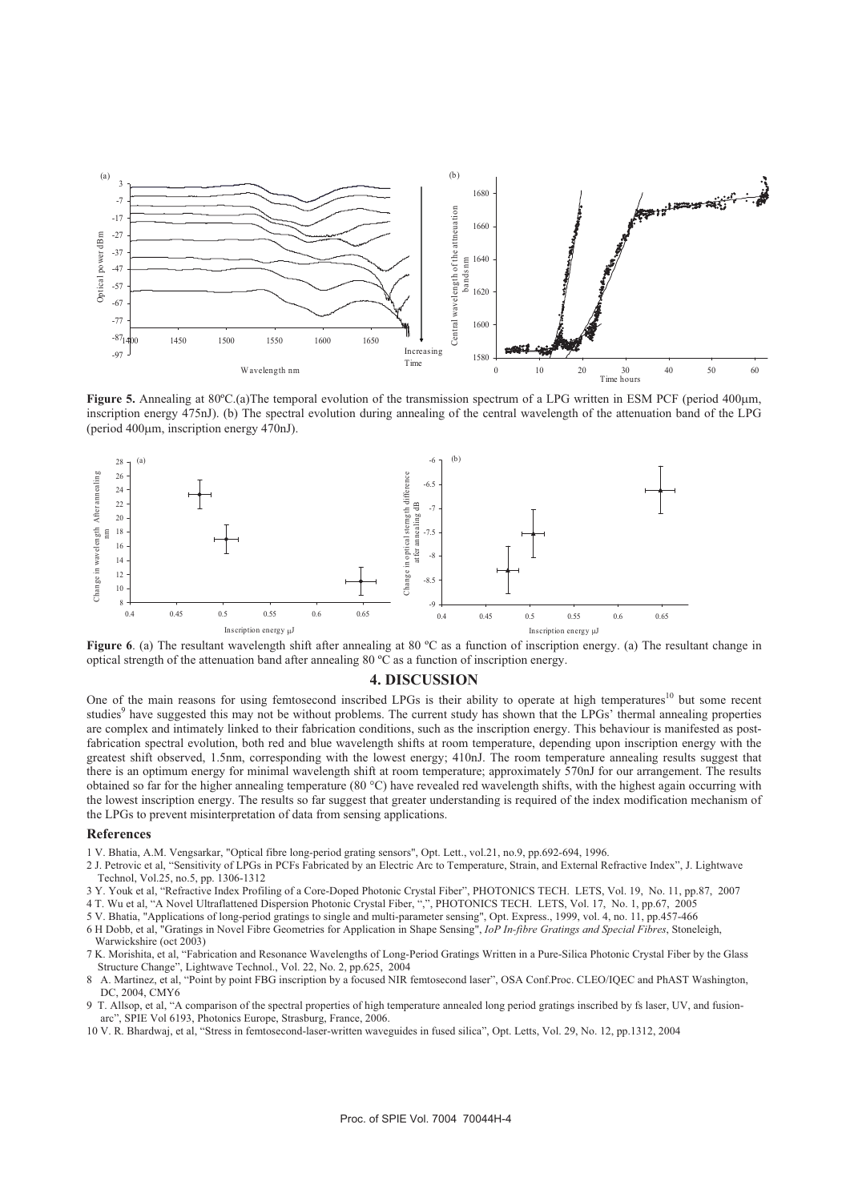(a)

3
-7
-17
-27
-37
-47
-57
-67
-77
-87
-97

Optical power dBm

1400 1450 1500 1550 1600 1650

Wavelength nm

Increasing Time

(b)

1680
1660
1640
1620
1600
1580

Central wavelength of the attenuation bands nm

0 10 20 30 40 50 60

Time hours

**Figure 5.** Annealing at 80ºC.(a)The temporal evolution of the transmission spectrum of a LPG written in ESM PCF (period 400μm, inscription energy 475nJ). (b) The spectral evolution during annealing of the central wavelength of the attenuation band of the LPG (period 400μm, inscription energy 470nJ).

(a)

28
26
24
22
20
18
16
14
12
10
8

Change in wavelength After annealing nm

0.4 0.45 0.5 0.55 0.6 0.65

Inscription energy μJ

(b)

-6
-6.5
-7
-7.5
-8
-8.5
-9

Change in optical stength difference after annealing dB

0.4 0.45 0.5 0.55 0.6 0.65

Inscription energy μJ

**Figure 6**. (a) The resultant wavelength shift after annealing at 80 ºC as a function of inscription energy. (a) The resultant change in optical strength of the attenuation band after annealing 80 ºC as a function of inscription energy.

## 4. DISCUSSION

One of the main reasons for using femtosecond inscribed LPGs is their ability to operate at high temperatures[10] but some recent studies[9] have suggested this may not be without problems. The current study has shown that the LPGs' thermal annealing properties are complex and intimately linked to their fabrication conditions, such as the inscription energy. This behaviour is manifested as post-fabrication spectral evolution, both red and blue wavelength shifts at room temperature, depending upon inscription energy with the greatest shift observed, 1.5nm, corresponding with the lowest energy; 410nJ. The room temperature annealing results suggest that there is an optimum energy for minimal wavelength shift at room temperature; approximately 570nJ for our arrangement. The results obtained so far for the higher annealing temperature (80 °C) have revealed red wavelength shifts, with the highest again occurring with the lowest inscription energy. The results so far suggest that greater understanding is required of the index modification mechanism of the LPGs to prevent misinterpretation of data from sensing applications.

### References

1 V. Bhatia, A.M. Vengsarkar, "Optical fibre long-period grating sensors", Opt. Lett., vol.21, no.9, pp.692-694, 1996.

2 J. Petrovic et al, "Sensitivity of LPGs in PCFs Fabricated by an Electric Arc to Temperature, Strain, and External Refractive Index", J. Lightwave Technol, Vol.25, no.5, pp. 1306-1312

3 Y. Youk et al, "Refractive Index Profiling of a Core-Doped Photonic Crystal Fiber", PHOTONICS TECH. LETS, Vol. 19, No. 11, pp.87, 2007

4 T. Wu et al, "A Novel Ultraflattened Dispersion Photonic Crystal Fiber, ",", PHOTONICS TECH. LETS, Vol. 17, No. 1, pp.67, 2005

5 V. Bhatia, "Applications of long-period gratings to single and multi-parameter sensing", Opt. Express., 1999, vol. 4, no. 11, pp.457-466

6 H Dobb, et al, "Gratings in Novel Fibre Geometries for Application in Shape Sensing", *IoP In-fibre Gratings and Special Fibres*, Stoneleigh, Warwickshire (oct 2003)

7 K. Morishita, et al, "Fabrication and Resonance Wavelengths of Long-Period Gratings Written in a Pure-Silica Photonic Crystal Fiber by the Glass Structure Change", Lightwave Technol., Vol. 22, No. 2, pp.625, 2004

8 A. Martinez, et al, "Point by point FBG inscription by a focused NIR femtosecond laser", OSA Conf.Proc. CLEO/IQEC and PhAST Washington, DC, 2004, CMY6

9 T. Allsop, et al, "A comparison of the spectral properties of high temperature annealed long period gratings inscribed by fs laser, UV, and fusion-arc", SPIE Vol 6193, Photonics Europe, Strasburg, France, 2006.

10 V. R. Bhardwaj, et al, "Stress in femtosecond-laser-written waveguides in fused silica", Opt. Letts, Vol. 29, No. 12, pp.1312, 2004